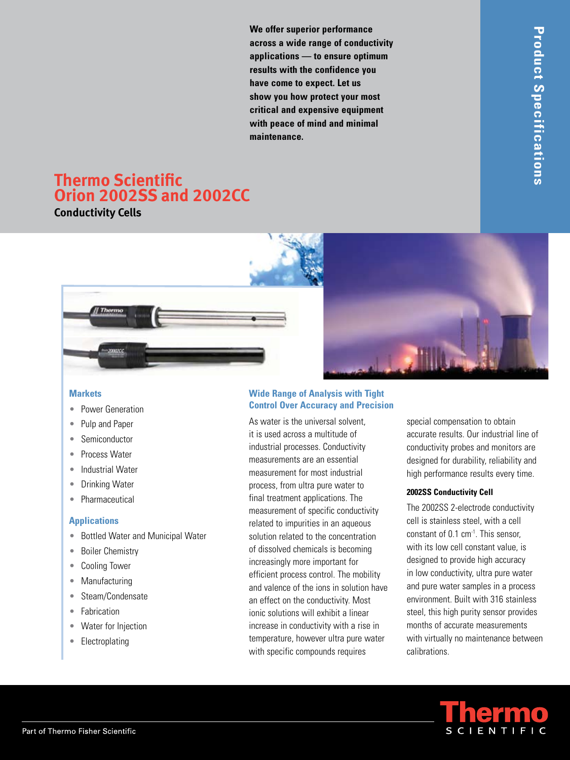# Thermo Scientific Orion 2002SS and 2002CC

## Conductivity Cells

**We offer superior performance across a wide range of conductivity applications — to ensure optimum results with the confidence you have come to expect. Let us show you how protect your most critical and expensive equipment with peace of mind and minimal maintenance.**

Product Specifications

### Markets

- Power Generation
- Pulp and Paper
- Semiconductor
- Process Water
- Industrial Water
- Drinking Water
- Pharmaceutical

### Applications

- Bottled Water and Municipal Water
- Boiler Chemistry
- Cooling Tower
- Manufacturing
- Steam/Condensate
- Fabrication
- Water for Injection
- Electroplating

### Wide Range of Analysis with Tight Control Over Accuracy and Precision

As water is the universal solvent, it is used across a multitude of industrial processes. Conductivity measurements are an essential measurement for most industrial process, from ultra pure water to final treatment applications. The measurement of specific conductivity related to impurities in an aqueous solution related to the concentration of dissolved chemicals is becoming increasingly more important for efficient process control. The mobility and valence of the ions in solution have an effect on the conductivity. Most ionic solutions will exhibit a linear increase in conductivity with a rise in temperature, however ultra pure water with specific compounds requires special compensation to obtain accurate results. Our industrial line of conductivity probes and monitors are designed for durability, reliability and high performance results every time.

#### 2002SS Conductivity Cell

The 2002SS 2-electrode conductivity cell is stainless steel, with a cell constant of 0.1 $cm^{-1}$. This sensor, with its low cell constant value, is designed to provide high accuracy in low conductivity, ultra pure water and pure water samples in a process environment. Built with 316 stainless steel, this high purity sensor provides months of accurate measurements with virtually no maintenance between calibrations.

Part of Thermo Fisher Scientific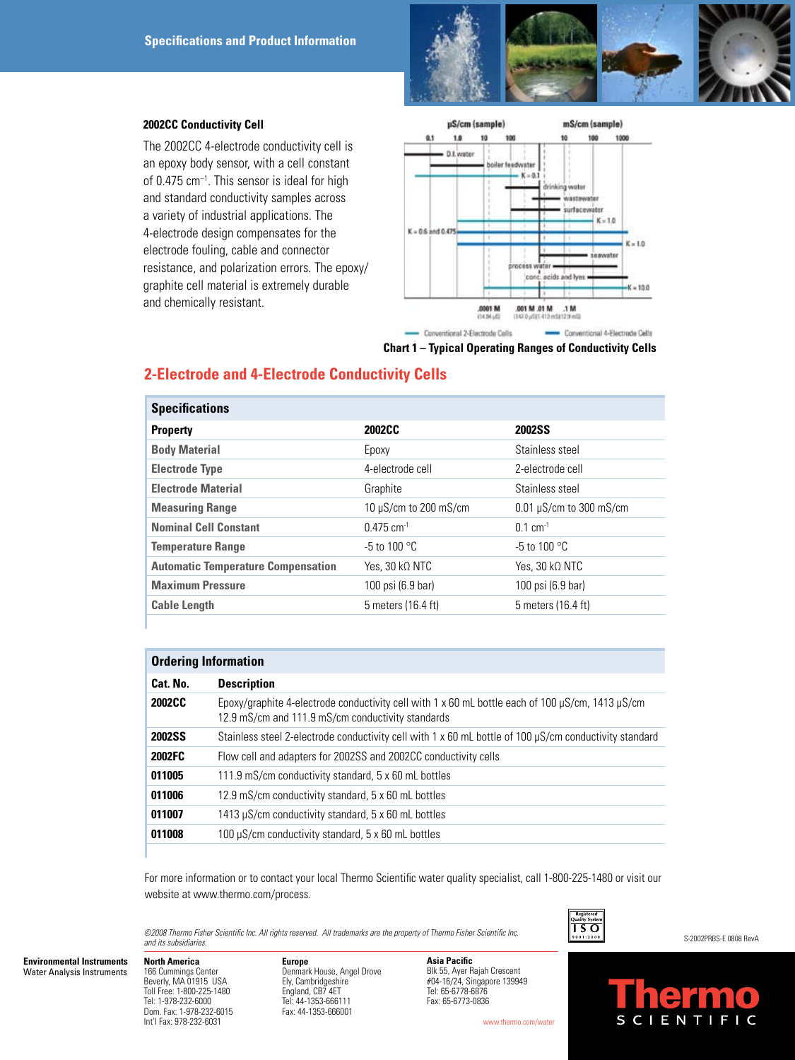## 2002CC Conductivity Cell

The 2002CC 4-electrode conductivity cell is an epoxy body sensor, with a cell constant of 0.475 $cm^{-1}$. This sensor is ideal for high and standard conductivity samples across a variety of industrial applications. The 4-electrode design compensates for the electrode fouling, cable and connector resistance, and polarization errors. The epoxy/graphite cell material is extremely durable and chemically resistant.

µS/cm (sample)
mS/cm (sample)
0.1 1.0 10 100 10 100 1000
D.I. water
boiler feedwater
K = 0.1
drinking water
wastewater
surfacewater
K = 1.0
K = 0.6 and 0.475
K = 1.0
seawater
process water
conc. acids and lyes
K = 10.0
.0001 M (14.94 µS)
.001 M (147.0 µS)
.01 M (1.413 mS)
.1 M (12.9 mS)
Conventional 2-Electrode Cells
Conventional 4-Electrode Cells

**Chart 1 – Typical Operating Ranges of Conductivity Cells**

## 2-Electrode and 4-Electrode Conductivity Cells

### Specifications

| Property | 2002CC | 2002SS |
|---|---|---|
| Body Material | Epoxy | Stainless steel |
| Electrode Type | 4-electrode cell | 2-electrode cell |
| Electrode Material | Graphite | Stainless steel |
| Measuring Range | 10 µS/cm to 200 mS/cm | 0.01 µS/cm to 300 mS/cm |
| Nominal Cell Constant | 0.475 $cm^{-1}$ | 0.1 $cm^{-1}$ |
| Temperature Range | -5 to 100 °C | -5 to 100 °C |
| Automatic Temperature Compensation | Yes, 30 kΩ NTC | Yes, 30 kΩ NTC |
| Maximum Pressure | 100 psi (6.9 bar) | 100 psi (6.9 bar) |
| Cable Length | 5 meters (16.4 ft) | 5 meters (16.4 ft) |

### Ordering Information

| Cat. No. | Description |
|---|---|
| 2002CC | Epoxy/graphite 4-electrode conductivity cell with 1 x 60 mL bottle each of 100 µS/cm, 1413 µS/cm 12.9 mS/cm and 111.9 mS/cm conductivity standards |
| 2002SS | Stainless steel 2-electrode conductivity cell with 1 x 60 mL bottle of 100 µS/cm conductivity standard |
| 2002FC | Flow cell and adapters for 2002SS and 2002CC conductivity cells |
| 011005 | 111.9 mS/cm conductivity standard, 5 x 60 mL bottles |
| 011006 | 12.9 mS/cm conductivity standard, 5 x 60 mL bottles |
| 011007 | 1413 µS/cm conductivity standard, 5 x 60 mL bottles |
| 011008 | 100 µS/cm conductivity standard, 5 x 60 mL bottles |

For more information or to contact your local Thermo Scientific water quality specialist, call 1-800-225-1480 or visit our website at www.thermo.com/process.

*©2008 Thermo Fisher Scientific Inc. All rights reserved. All trademarks are the property of Thermo Fisher Scientific Inc. and its subsidiaries.*

S-2002PRBS-E 0808 RevA

**Environmental Instruments**
Water Analysis Instruments

**North America**
166 Cummings Center
Beverly, MA 01915 USA
Toll Free: 1-800-225-1480
Tel: 1-978-232-6000
Dom. Fax: 1-978-232-6015
Int'l Fax: 978-232-6031

**Europe**
Denmark House, Angel Drove
Ely, Cambridgeshire
England, CB7 4ET
Tel: 44-1353-666111
Fax: 44-1353-666001

**Asia Pacific**
Blk 55, Ayer Rajah Crescent
#04-16/24, Singapore 139949
Tel: 65-6778-6876
Fax: 65-6773-0836

www.thermo.com/water

Thermo SCIENTIFIC